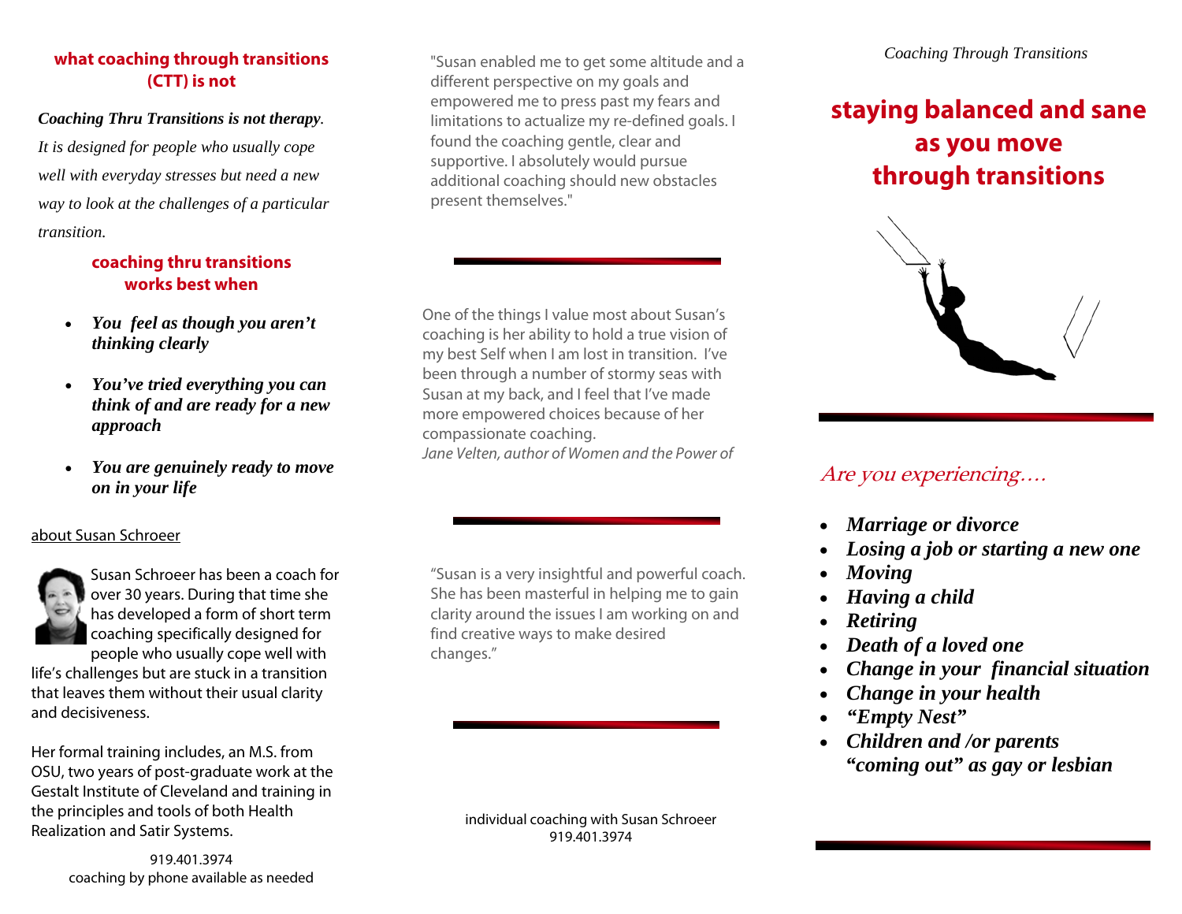## what coaching through transitions (CTT) is not

***Coaching Thru Transitions is not therapy**. It is designed for people who usually cope well with everyday stresses but need a new way to look at the challenges of a particular transition.*

## coaching thru transitions works best when

- ***You feel as though you aren't thinking clearly***
- ***You've tried everything you can think of and are ready for a new approach***
- ***You are genuinely ready to move on in your life***

about Susan Schroeer

Susan Schroeer has been a coach for over 30 years. During that time she has developed a form of short term coaching specifically designed for people who usually cope well with life's challenges but are stuck in a transition that leaves them without their usual clarity and decisiveness.

Her formal training includes, an M.S. from OSU, two years of post-graduate work at the Gestalt Institute of Cleveland and training in the principles and tools of both Health Realization and Satir Systems.

919.401.3974
coaching by phone available as needed

"Susan enabled me to get some altitude and a different perspective on my goals and empowered me to press past my fears and limitations to actualize my re-defined goals. I found the coaching gentle, clear and supportive. I absolutely would pursue additional coaching should new obstacles present themselves."

---

One of the things I value most about Susan's coaching is her ability to hold a true vision of my best Self when I am lost in transition. I've been through a number of stormy seas with Susan at my back, and I feel that I've made more empowered choices because of her compassionate coaching.
*Jane Velten, author of Women and the Power of*

---

"Susan is a very insightful and powerful coach. She has been masterful in helping me to gain clarity around the issues I am working on and find creative ways to make desired changes."

---

individual coaching with Susan Schroeer
919.401.3974

*Coaching Through Transitions*

# staying balanced and sane as you move through transitions

---

*Are you experiencing….*

- ***Marriage or divorce***
- ***Losing a job or starting a new one***
- ***Moving***
- ***Having a child***
- ***Retiring***
- ***Death of a loved one***
- ***Change in your financial situation***
- ***Change in your health***
- ***"Empty Nest"***
- ***Children and /or parents "coming out" as gay or lesbian***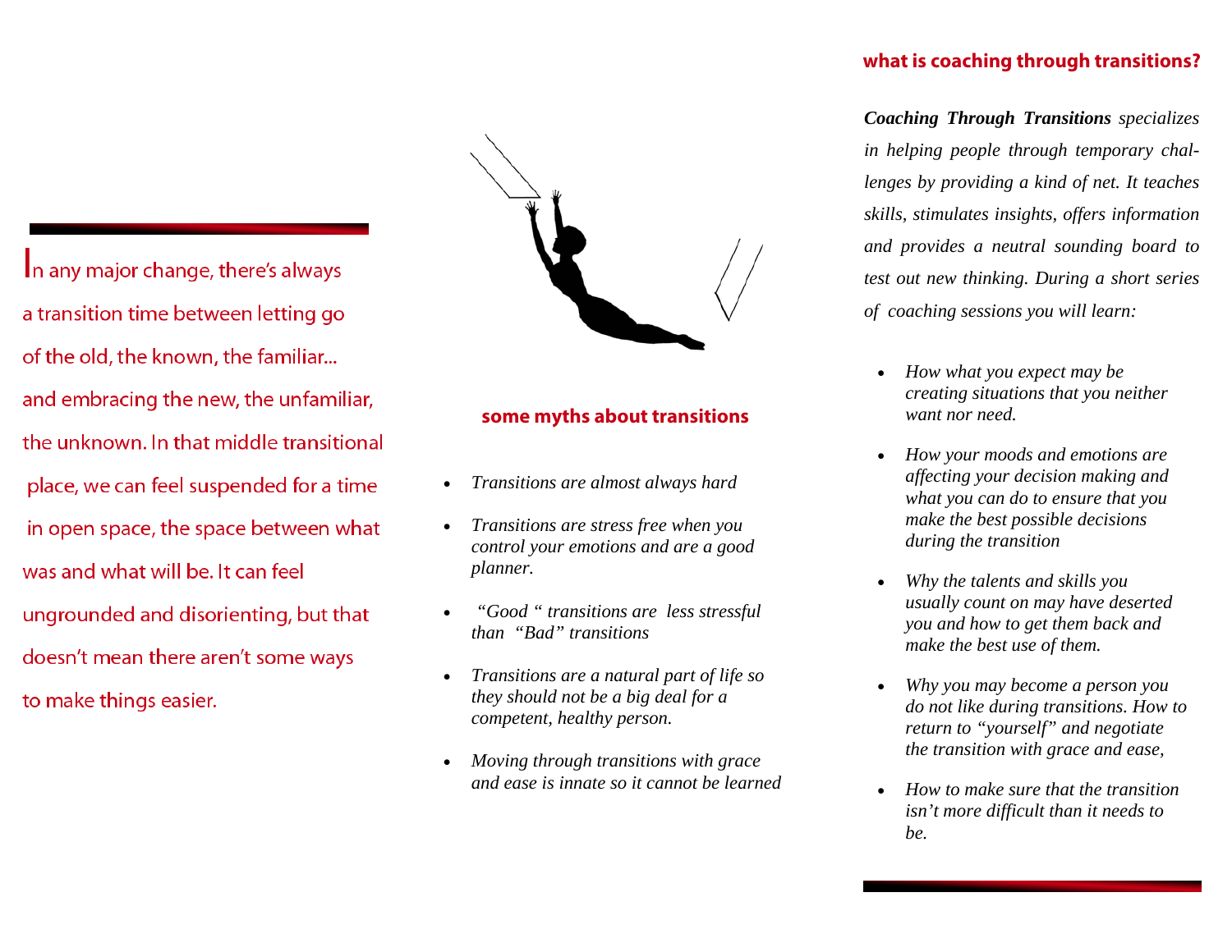In any major change, there's always a transition time between letting go of the old, the known, the familiar... and embracing the new, the unfamiliar, the unknown. In that middle transitional place, we can feel suspended for a time in open space, the space between what was and what will be. It can feel ungrounded and disorienting, but that doesn't mean there aren't some ways to make things easier.

## some myths about transitions

- *Transitions are almost always hard*
- *Transitions are stress free when you control your emotions and are a good planner.*
- *"Good " transitions are less stressful than "Bad" transitions*
- *Transitions are a natural part of life so they should not be a big deal for a competent, healthy person.*
- *Moving through transitions with grace and ease is innate so it cannot be learned*

## what is coaching through transitions?

***Coaching Through Transitions*** *specializes in helping people through temporary challenges by providing a kind of net. It teaches skills, stimulates insights, offers information and provides a neutral sounding board to test out new thinking. During a short series of coaching sessions you will learn:*

- *How what you expect may be creating situations that you neither want nor need.*
- *How your moods and emotions are affecting your decision making and what you can do to ensure that you make the best possible decisions during the transition*
- *Why the talents and skills you usually count on may have deserted you and how to get them back and make the best use of them.*
- *Why you may become a person you do not like during transitions. How to return to "yourself" and negotiate the transition with grace and ease,*
- *How to make sure that the transition isn't more difficult than it needs to be.*